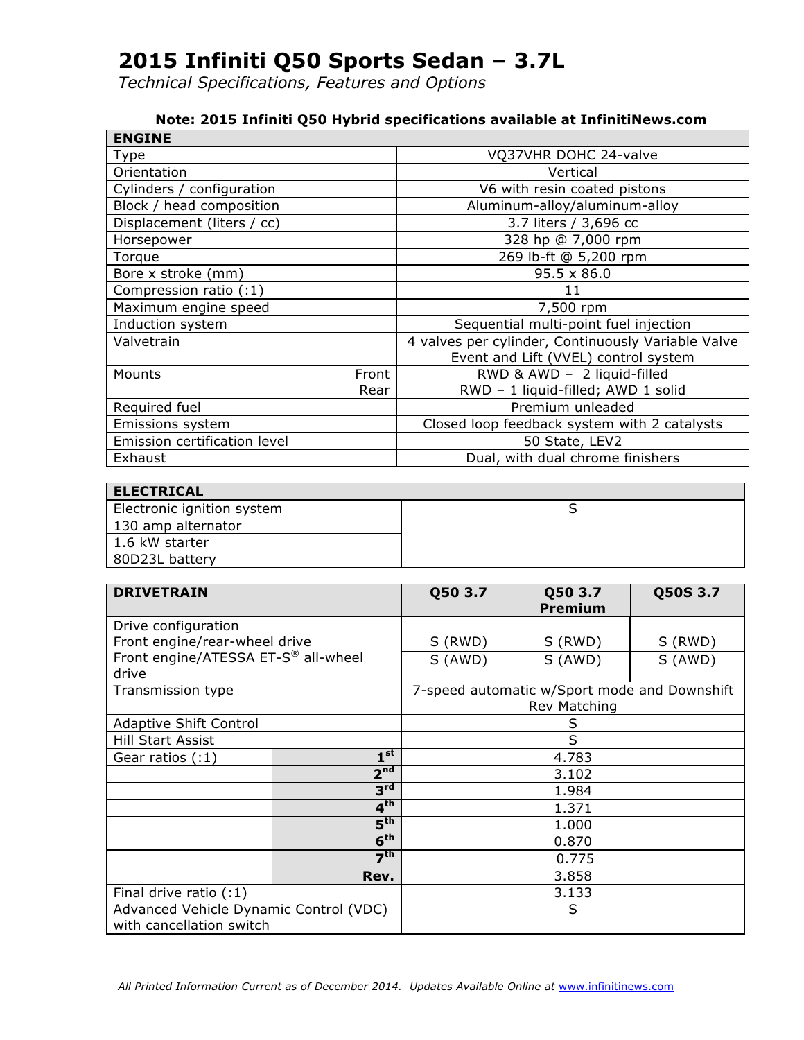# 2015 Infiniti Q50 Sports Sedan – 3.7L

*Technical Specifications, Features and Options*

**Note: 2015 Infiniti Q50 Hybrid specifications available at InfinitiNews.com**

| ENGINE | | |
|---|---|---|
| Type | | VQ37VHR DOHC 24-valve |
| Orientation | | Vertical |
| Cylinders / configuration | | V6 with resin coated pistons |
| Block / head composition | | Aluminum-alloy/aluminum-alloy |
| Displacement (liters / cc) | | 3.7 liters / 3,696 cc |
| Horsepower | | 328 hp @ 7,000 rpm |
| Torque | | 269 lb-ft @ 5,200 rpm |
| Bore x stroke (mm) | | 95.5 x 86.0 |
| Compression ratio (:1) | | 11 |
| Maximum engine speed | | 7,500 rpm |
| Induction system | | Sequential multi-point fuel injection |
| Valvetrain | | 4 valves per cylinder, Continuously Variable Valve Event and Lift (VVEL) control system |
| Mounts | Front | RWD & AWD – 2 liquid-filled |
| | Rear | RWD – 1 liquid-filled; AWD 1 solid |
| Required fuel | | Premium unleaded |
| Emissions system | | Closed loop feedback system with 2 catalysts |
| Emission certification level | | 50 State, LEV2 |
| Exhaust | | Dual, with dual chrome finishers |

| ELECTRICAL | |
|---|---|
| Electronic ignition system | S |
| 130 amp alternator | |
| 1.6 kW starter | |
| 80D23L battery | |

| DRIVETRAIN | | Q50 3.7 | Q50 3.7 Premium | Q50S 3.7 |
|---|---|---|---|---|
| Drive configuration | | | | |
| Front engine/rear-wheel drive | | S (RWD) | S (RWD) | S (RWD) |
| Front engine/ATESSA ET-S® all-wheel drive | | S (AWD) | S (AWD) | S (AWD) |
| Transmission type | | 7-speed automatic w/Sport mode and Downshift Rev Matching | | |
| Adaptive Shift Control | | S | | |
| Hill Start Assist | | S | | |
| Gear ratios (:1) | 1st | 4.783 | | |
| | 2nd | 3.102 | | |
| | 3rd | 1.984 | | |
| | 4th | 1.371 | | |
| | 5th | 1.000 | | |
| | 6th | 0.870 | | |
| | 7th | 0.775 | | |
| | Rev. | 3.858 | | |
| Final drive ratio (:1) | | 3.133 | | |
| Advanced Vehicle Dynamic Control (VDC) with cancellation switch | | S | | |

*All Printed Information Current as of December 2014. Updates Available Online at www.infinitinews.com*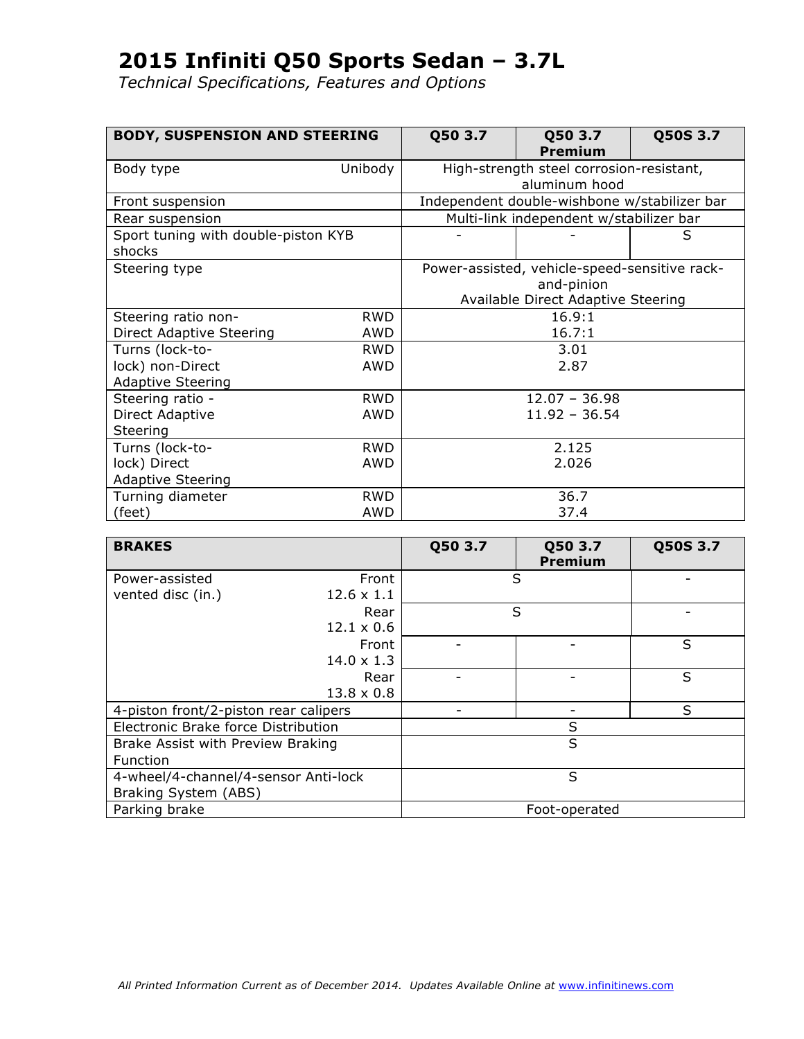# 2015 Infiniti Q50 Sports Sedan – 3.7L

*Technical Specifications, Features and Options*

| BODY, SUSPENSION AND STEERING | | Q50 3.7 | Q50 3.7 Premium | Q50S 3.7 |
|---|---|---|---|---|
| Body type | Unibody | High-strength steel corrosion-resistant, aluminum hood | | |
| Front suspension | | Independent double-wishbone w/stabilizer bar | | |
| Rear suspension | | Multi-link independent w/stabilizer bar | | |
| Sport tuning with double-piston KYB shocks | | - | - | S |
| Steering type | | Power-assisted, vehicle-speed-sensitive rack-and-pinion<br>Available Direct Adaptive Steering | | |
| Steering ratio non-Direct Adaptive Steering | RWD<br>AWD | 16.9:1<br>16.7:1 | | |
| Turns (lock-to-lock) non-Direct Adaptive Steering | RWD<br>AWD | 3.01<br>2.87 | | |
| Steering ratio - Direct Adaptive Steering | RWD<br>AWD | 12.07 – 36.98<br>11.92 – 36.54 | | |
| Turns (lock-to-lock) Direct Adaptive Steering | RWD<br>AWD | 2.125<br>2.026 | | |
| Turning diameter (feet) | RWD<br>AWD | 36.7<br>37.4 | | |

| BRAKES | | Q50 3.7 | Q50 3.7 Premium | Q50S 3.7 |
|---|---|---|---|---|
| Power-assisted vented disc (in.) | Front 12.6 x 1.1 | S | | - |
| | Rear 12.1 x 0.6 | S | | - |
| | Front 14.0 x 1.3 | - | - | S |
| | Rear 13.8 x 0.8 | - | - | S |
| 4-piston front/2-piston rear calipers | | - | - | S |
| Electronic Brake force Distribution | | S | | |
| Brake Assist with Preview Braking Function | | S | | |
| 4-wheel/4-channel/4-sensor Anti-lock Braking System (ABS) | | S | | |
| Parking brake | | Foot-operated | | |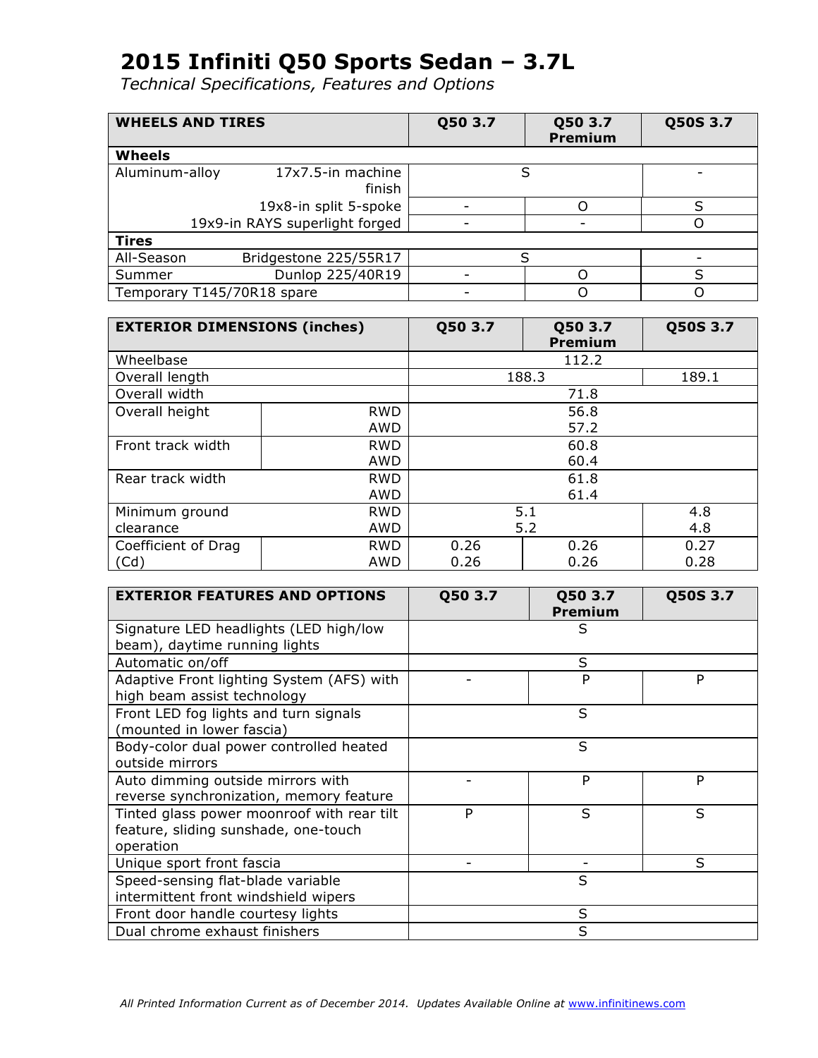# 2015 Infiniti Q50 Sports Sedan – 3.7L

*Technical Specifications, Features and Options*

| WHEELS AND TIRES | | Q50 3.7 | Q50 3.7 Premium | Q50S 3.7 |
|---|---|---|---|---|
| **Wheels** | | | | |
| Aluminum-alloy | 17x7.5-in machine finish | S | S | - |
| | 19x8-in split 5-spoke | - | O | S |
| | 19x9-in RAYS superlight forged | - | - | O |
| **Tires** | | | | |
| All-Season | Bridgestone 225/55R17 | S | S | - |
| Summer | Dunlop 225/40R19 | - | O | S |
| Temporary T145/70R18 spare | | - | O | O |

| EXTERIOR DIMENSIONS (inches) | | Q50 3.7 | Q50 3.7 Premium | Q50S 3.7 |
|---|---|---|---|---|
| Wheelbase | | 112.2 | 112.2 | 112.2 |
| Overall length | | 188.3 | 188.3 | 189.1 |
| Overall width | | 71.8 | 71.8 | 71.8 |
| Overall height | RWD | 56.8 | 56.8 | 56.8 |
| | AWD | 57.2 | 57.2 | 57.2 |
| Front track width | RWD | 60.8 | 60.8 | 60.8 |
| | AWD | 60.4 | 60.4 | 60.4 |
| Rear track width | RWD | 61.8 | 61.8 | 61.8 |
| | AWD | 61.4 | 61.4 | 61.4 |
| Minimum ground clearance | RWD | 5.1 | 5.1 | 4.8 |
| | AWD | 5.2 | 5.2 | 4.8 |
| Coefficient of Drag (Cd) | RWD | 0.26 | 0.26 | 0.27 |
| | AWD | 0.26 | 0.26 | 0.28 |

| EXTERIOR FEATURES AND OPTIONS | Q50 3.7 | Q50 3.7 Premium | Q50S 3.7 |
|---|---|---|---|
| Signature LED headlights (LED high/low beam), daytime running lights | S | S | S |
| Automatic on/off | S | S | S |
| Adaptive Front lighting System (AFS) with high beam assist technology | - | P | P |
| Front LED fog lights and turn signals (mounted in lower fascia) | S | S | S |
| Body-color dual power controlled heated outside mirrors | S | S | S |
| Auto dimming outside mirrors with reverse synchronization, memory feature | - | P | P |
| Tinted glass power moonroof with rear tilt feature, sliding sunshade, one-touch operation | P | S | S |
| Unique sport front fascia | - | - | S |
| Speed-sensing flat-blade variable intermittent front windshield wipers | S | S | S |
| Front door handle courtesy lights | S | S | S |
| Dual chrome exhaust finishers | S | S | S |

*All Printed Information Current as of December 2014. Updates Available Online at www.infinitinews.com*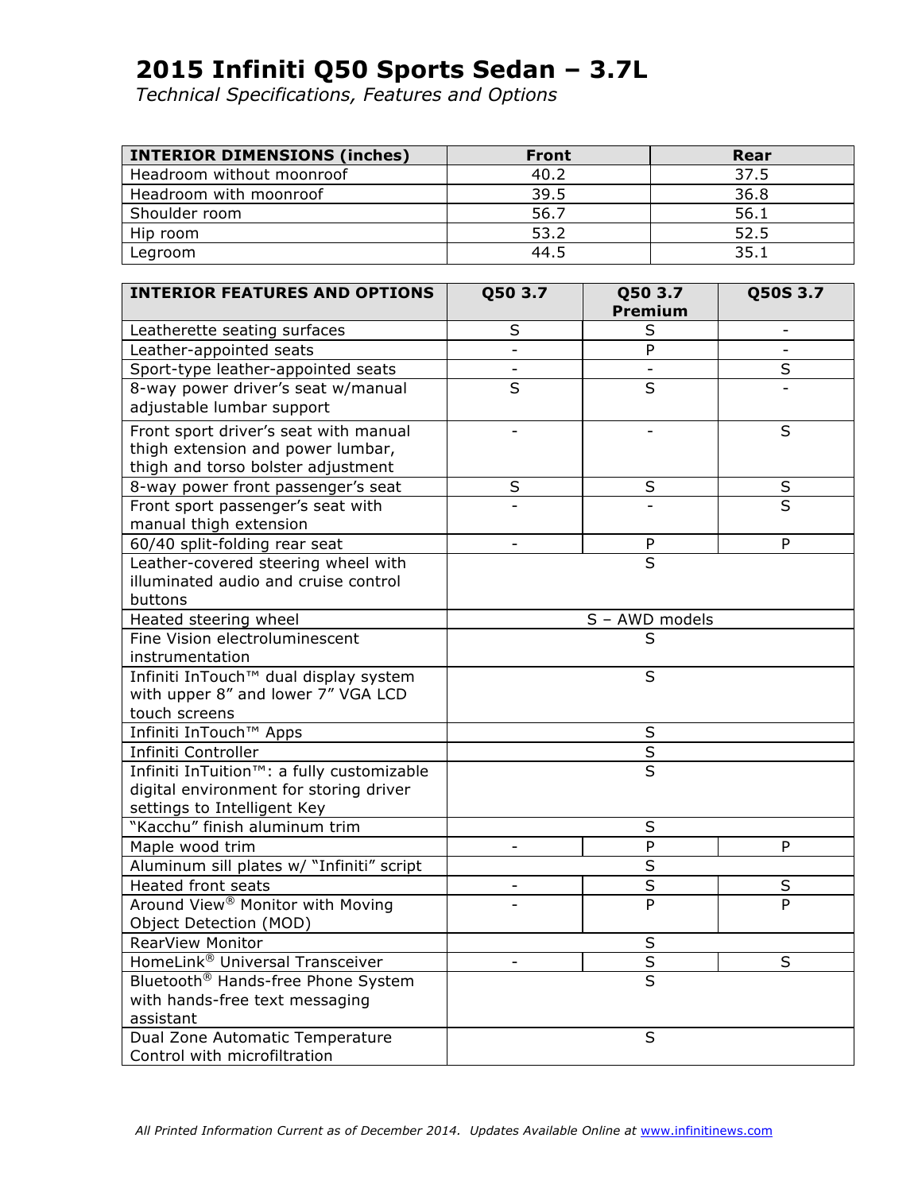# 2015 Infiniti Q50 Sports Sedan – 3.7L

*Technical Specifications, Features and Options*

| INTERIOR DIMENSIONS (inches) | Front | Rear |
|---|---|---|
| Headroom without moonroof | 40.2 | 37.5 |
| Headroom with moonroof | 39.5 | 36.8 |
| Shoulder room | 56.7 | 56.1 |
| Hip room | 53.2 | 52.5 |
| Legroom | 44.5 | 35.1 |

| INTERIOR FEATURES AND OPTIONS | Q50 3.7 | Q50 3.7 Premium | Q50S 3.7 |
|---|---|---|---|
| Leatherette seating surfaces | S | S | - |
| Leather-appointed seats | - | P | - |
| Sport-type leather-appointed seats | - | - | S |
| 8-way power driver's seat w/manual adjustable lumbar support | S | S | - |
| Front sport driver's seat with manual thigh extension and power lumbar, thigh and torso bolster adjustment | - | - | S |
| 8-way power front passenger's seat | S | S | S |
| Front sport passenger's seat with manual thigh extension | - | - | S |
| 60/40 split-folding rear seat | - | P | P |
| Leather-covered steering wheel with illuminated audio and cruise control buttons | | S | |
| Heated steering wheel | | S – AWD models | |
| Fine Vision electroluminescent instrumentation | | S | |
| Infiniti InTouch™ dual display system with upper 8" and lower 7" VGA LCD touch screens | | S | |
| Infiniti InTouch™ Apps | | S | |
| Infiniti Controller | | S | |
| Infiniti InTuition™: a fully customizable digital environment for storing driver settings to Intelligent Key | | S | |
| "Kacchu" finish aluminum trim | | S | |
| Maple wood trim | - | P | P |
| Aluminum sill plates w/ "Infiniti" script | | S | |
| Heated front seats | - | S | S |
| Around View® Monitor with Moving Object Detection (MOD) | - | P | P |
| RearView Monitor | | S | |
| HomeLink® Universal Transceiver | - | S | S |
| Bluetooth® Hands-free Phone System with hands-free text messaging assistant | | S | |
| Dual Zone Automatic Temperature Control with microfiltration | | S | |

*All Printed Information Current as of December 2014. Updates Available Online at www.infinitinews.com*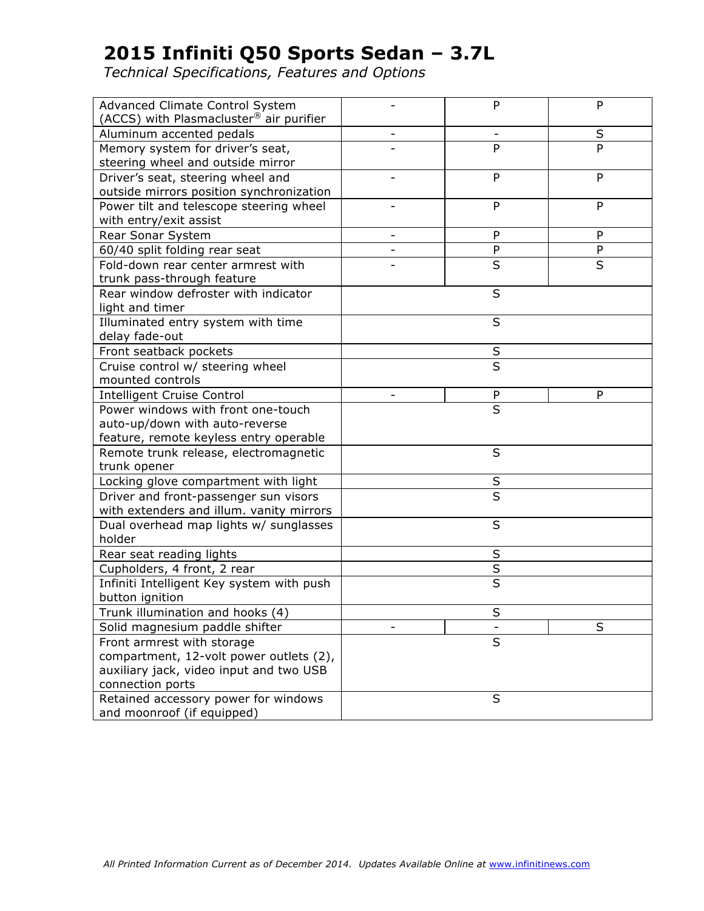# 2015 Infiniti Q50 Sports Sedan – 3.7L

*Technical Specifications, Features and Options*

| | | | |
|---|---|---|---|
| Advanced Climate Control System (ACCS) with Plasmacluster® air purifier | - | P | P |
| Aluminum accented pedals | - | - | S |
| Memory system for driver's seat, steering wheel and outside mirror | - | P | P |
| Driver's seat, steering wheel and outside mirrors position synchronization | - | P | P |
| Power tilt and telescope steering wheel with entry/exit assist | - | P | P |
| Rear Sonar System | - | P | P |
| 60/40 split folding rear seat | - | P | P |
| Fold-down rear center armrest with trunk pass-through feature | - | S | S |
| Rear window defroster with indicator light and timer | | S | |
| Illuminated entry system with time delay fade-out | | S | |
| Front seatback pockets | | S | |
| Cruise control w/ steering wheel mounted controls | | S | |
| Intelligent Cruise Control | - | P | P |
| Power windows with front one-touch auto-up/down with auto-reverse feature, remote keyless entry operable | | S | |
| Remote trunk release, electromagnetic trunk opener | | S | |
| Locking glove compartment with light | | S | |
| Driver and front-passenger sun visors with extenders and illum. vanity mirrors | | S | |
| Dual overhead map lights w/ sunglasses holder | | S | |
| Rear seat reading lights | | S | |
| Cupholders, 4 front, 2 rear | | S | |
| Infiniti Intelligent Key system with push button ignition | | S | |
| Trunk illumination and hooks (4) | | S | |
| Solid magnesium paddle shifter | - | - | S |
| Front armrest with storage compartment, 12-volt power outlets (2), auxiliary jack, video input and two USB connection ports | | S | |
| Retained accessory power for windows and moonroof (if equipped) | | S | |

*All Printed Information Current as of December 2014. Updates Available Online at [www.infinitinews.com](www.infinitinews.com)*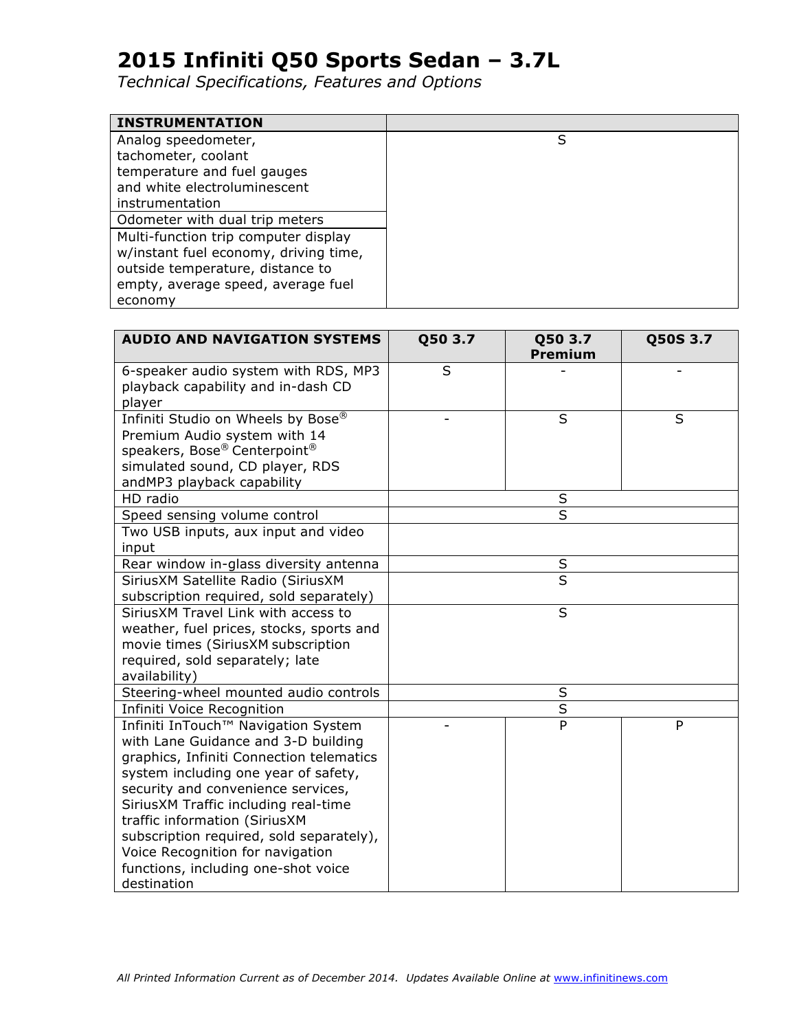# 2015 Infiniti Q50 Sports Sedan – 3.7L

*Technical Specifications, Features and Options*

| INSTRUMENTATION | |
|---|---|
| Analog speedometer, tachometer, coolant temperature and fuel gauges and white electroluminescent instrumentation | S |
| Odometer with dual trip meters | |
| Multi-function trip computer display w/instant fuel economy, driving time, outside temperature, distance to empty, average speed, average fuel economy | |

| AUDIO AND NAVIGATION SYSTEMS | Q50 3.7 | Q50 3.7 Premium | Q50S 3.7 |
|---|---|---|---|
| 6-speaker audio system with RDS, MP3 playback capability and in-dash CD player | S | - | - |
| Infiniti Studio on Wheels by Bose® Premium Audio system with 14 speakers, Bose® Centerpoint® simulated sound, CD player, RDS andMP3 playback capability | - | S | S |
| HD radio | | S | |
| Speed sensing volume control | | S | |
| Two USB inputs, aux input and video input | | | |
| Rear window in-glass diversity antenna | | S | |
| SiriusXM Satellite Radio (SiriusXM subscription required, sold separately) | | S | |
| SiriusXM Travel Link with access to weather, fuel prices, stocks, sports and movie times (SiriusXM subscription required, sold separately; late availability) | | S | |
| Steering-wheel mounted audio controls | | S | |
| Infiniti Voice Recognition | | S | |
| Infiniti InTouch™ Navigation System with Lane Guidance and 3-D building graphics, Infiniti Connection telematics system including one year of safety, security and convenience services, SiriusXM Traffic including real-time traffic information (SiriusXM subscription required, sold separately), Voice Recognition for navigation functions, including one-shot voice destination | - | P | P |

*All Printed Information Current as of December 2014. Updates Available Online at www.infinitinews.com*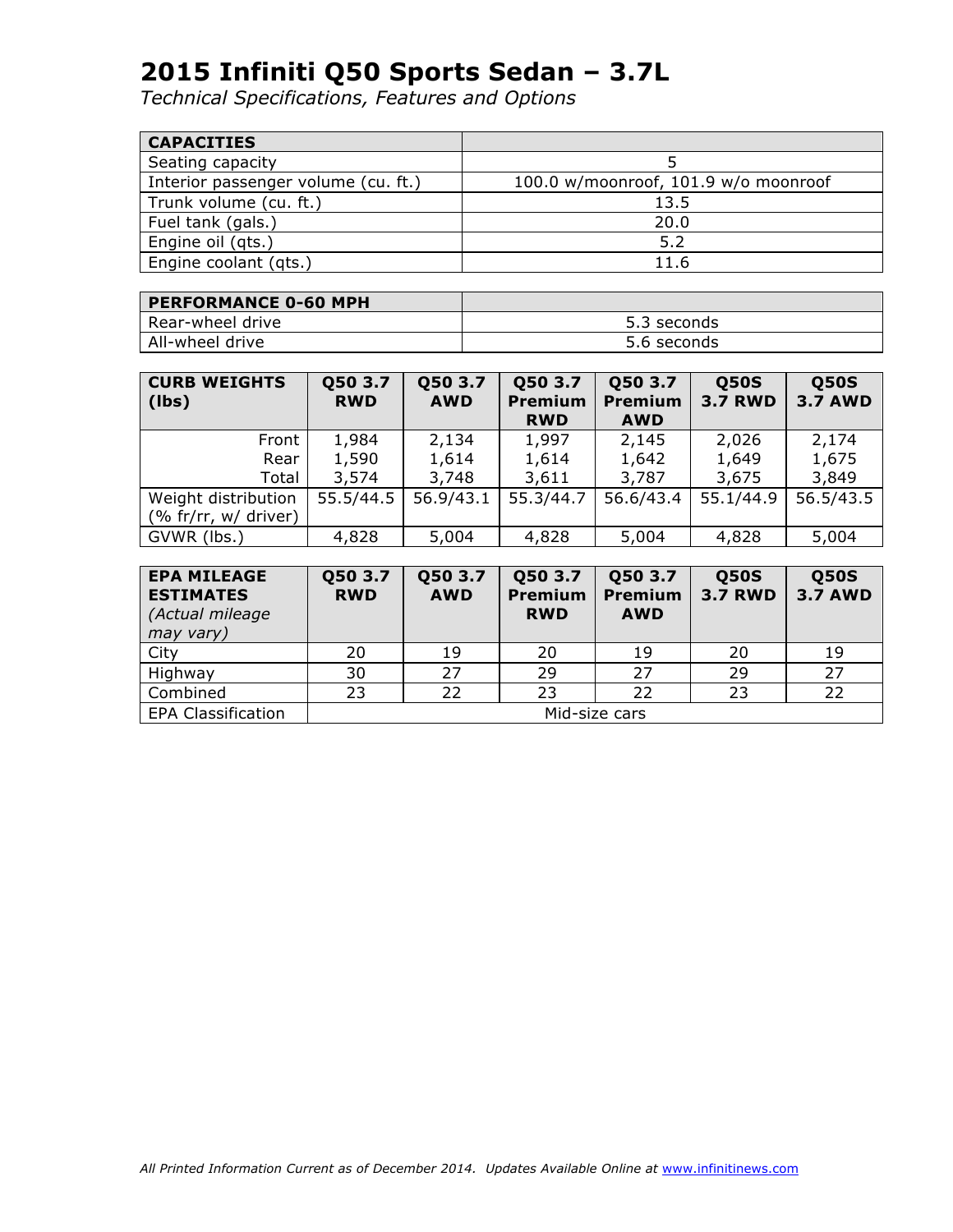# 2015 Infiniti Q50 Sports Sedan – 3.7L

*Technical Specifications, Features and Options*

| CAPACITIES | |
|---|---|
| Seating capacity | 5 |
| Interior passenger volume (cu. ft.) | 100.0 w/moonroof, 101.9 w/o moonroof |
| Trunk volume (cu. ft.) | 13.5 |
| Fuel tank (gals.) | 20.0 |
| Engine oil (qts.) | 5.2 |
| Engine coolant (qts.) | 11.6 |

| PERFORMANCE 0-60 MPH | |
|---|---|
| Rear-wheel drive | 5.3 seconds |
| All-wheel drive | 5.6 seconds |

| CURB WEIGHTS (lbs) | Q50 3.7 RWD | Q50 3.7 AWD | Q50 3.7 Premium RWD | Q50 3.7 Premium AWD | Q50S 3.7 RWD | Q50S 3.7 AWD |
|---|---|---|---|---|---|---|
| Front | 1,984 | 2,134 | 1,997 | 2,145 | 2,026 | 2,174 |
| Rear | 1,590 | 1,614 | 1,614 | 1,642 | 1,649 | 1,675 |
| Total | 3,574 | 3,748 | 3,611 | 3,787 | 3,675 | 3,849 |
| Weight distribution (% fr/rr, w/ driver) | 55.5/44.5 | 56.9/43.1 | 55.3/44.7 | 56.6/43.4 | 55.1/44.9 | 56.5/43.5 |
| GVWR (lbs.) | 4,828 | 5,004 | 4,828 | 5,004 | 4,828 | 5,004 |

| EPA MILEAGE ESTIMATES *(Actual mileage may vary)* | Q50 3.7 RWD | Q50 3.7 AWD | Q50 3.7 Premium RWD | Q50 3.7 Premium AWD | Q50S 3.7 RWD | Q50S 3.7 AWD |
|---|---|---|---|---|---|---|
| City | 20 | 19 | 20 | 19 | 20 | 19 |
| Highway | 30 | 27 | 29 | 27 | 29 | 27 |
| Combined | 23 | 22 | 23 | 22 | 23 | 22 |
| EPA Classification | Mid-size cars | | | | | |

*All Printed Information Current as of December 2014. Updates Available Online at www.infinitinews.com*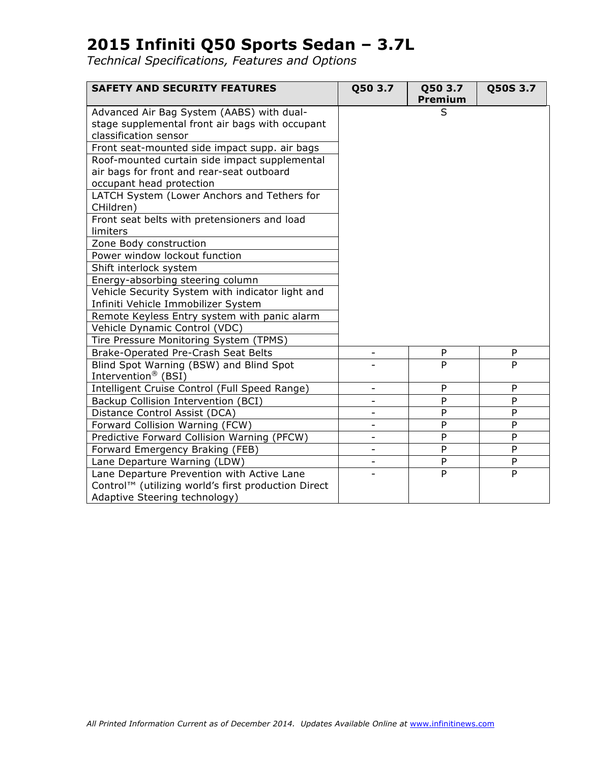# 2015 Infiniti Q50 Sports Sedan – 3.7L

*Technical Specifications, Features and Options*

| SAFETY AND SECURITY FEATURES | Q50 3.7 | Q50 3.7 Premium | Q50S 3.7 |
|---|---|---|---|
| Advanced Air Bag System (AABS) with dual-stage supplemental front air bags with occupant classification sensor | | S | |
| Front seat-mounted side impact supp. air bags | | | |
| Roof-mounted curtain side impact supplemental air bags for front and rear-seat outboard occupant head protection | | | |
| LATCH System (Lower Anchors and Tethers for CHildren) | | | |
| Front seat belts with pretensioners and load limiters | | | |
| Zone Body construction | | | |
| Power window lockout function | | | |
| Shift interlock system | | | |
| Energy-absorbing steering column | | | |
| Vehicle Security System with indicator light and Infiniti Vehicle Immobilizer System | | | |
| Remote Keyless Entry system with panic alarm | | | |
| Vehicle Dynamic Control (VDC) | | | |
| Tire Pressure Monitoring System (TPMS) | | | |
| Brake-Operated Pre-Crash Seat Belts | - | P | P |
| Blind Spot Warning (BSW) and Blind Spot Intervention® (BSI) | - | P | P |
| Intelligent Cruise Control (Full Speed Range) | - | P | P |
| Backup Collision Intervention (BCI) | - | P | P |
| Distance Control Assist (DCA) | - | P | P |
| Forward Collision Warning (FCW) | - | P | P |
| Predictive Forward Collision Warning (PFCW) | - | P | P |
| Forward Emergency Braking (FEB) | - | P | P |
| Lane Departure Warning (LDW) | - | P | P |
| Lane Departure Prevention with Active Lane Control™ (utilizing world's first production Direct Adaptive Steering technology) | - | P | P |

*All Printed Information Current as of December 2014. Updates Available Online at* www.infinitinews.com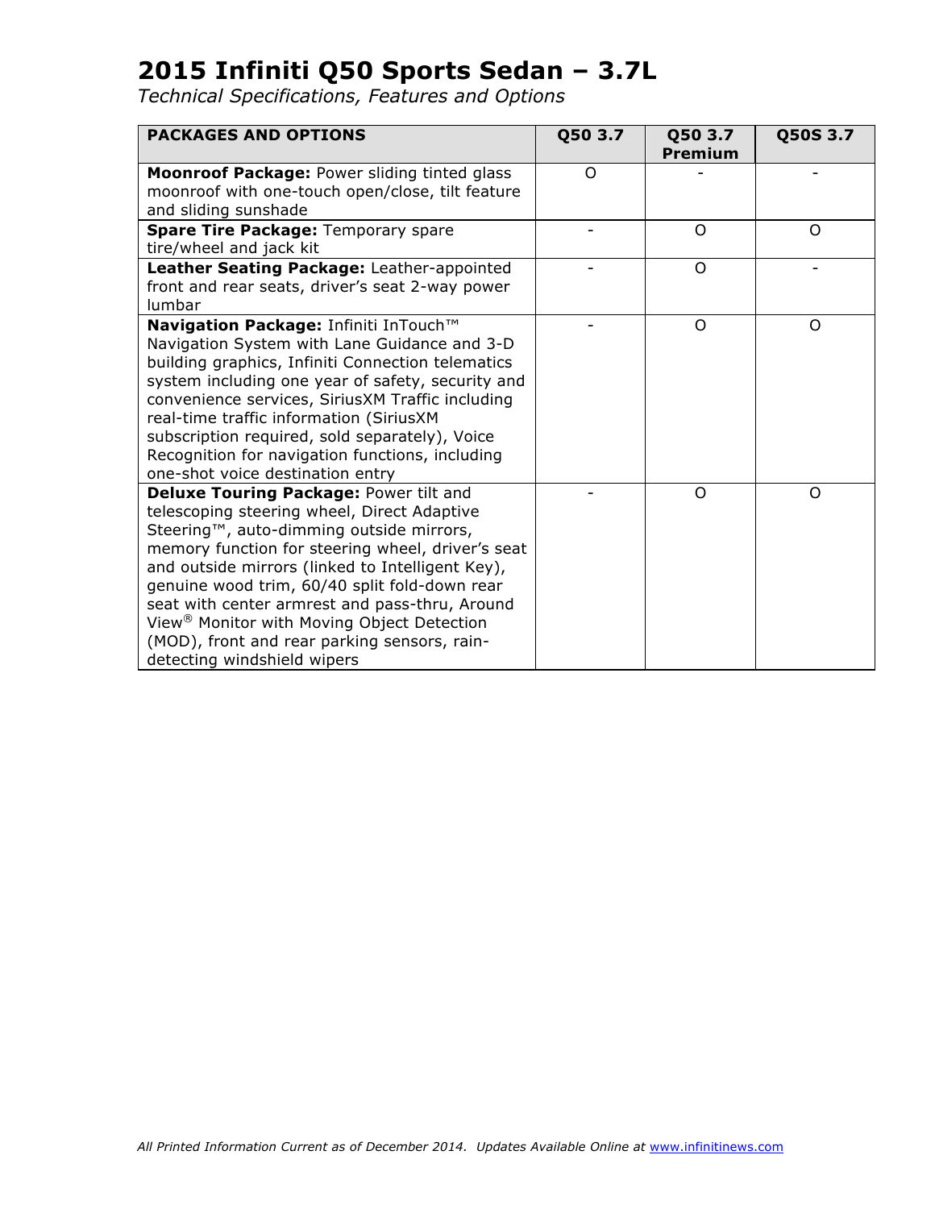# 2015 Infiniti Q50 Sports Sedan – 3.7L

*Technical Specifications, Features and Options*

| PACKAGES AND OPTIONS | Q50 3.7 | Q50 3.7 Premium | Q50S 3.7 |
|---|---|---|---|
| **Moonroof Package:** Power sliding tinted glass moonroof with one-touch open/close, tilt feature and sliding sunshade | O | - | - |
| **Spare Tire Package:** Temporary spare tire/wheel and jack kit | - | O | O |
| **Leather Seating Package:** Leather-appointed front and rear seats, driver's seat 2-way power lumbar | - | O | - |
| **Navigation Package:** Infiniti InTouch™ Navigation System with Lane Guidance and 3-D building graphics, Infiniti Connection telematics system including one year of safety, security and convenience services, SiriusXM Traffic including real-time traffic information (SiriusXM subscription required, sold separately), Voice Recognition for navigation functions, including one-shot voice destination entry | - | O | O |
| **Deluxe Touring Package:** Power tilt and telescoping steering wheel, Direct Adaptive Steering™, auto-dimming outside mirrors, memory function for steering wheel, driver's seat and outside mirrors (linked to Intelligent Key), genuine wood trim, 60/40 split fold-down rear seat with center armrest and pass-thru, Around View® Monitor with Moving Object Detection (MOD), front and rear parking sensors, rain-detecting windshield wipers | - | O | O |

*All Printed Information Current as of December 2014. Updates Available Online at* www.infinitinews.com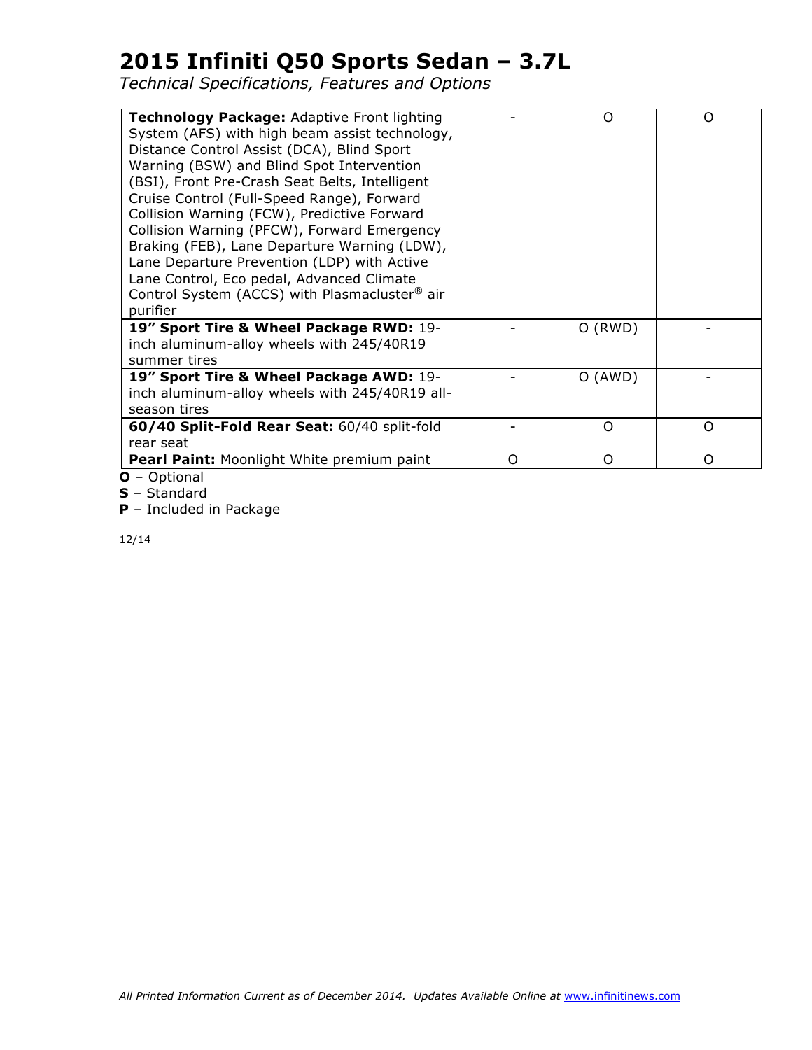# 2015 Infiniti Q50 Sports Sedan – 3.7L

*Technical Specifications, Features and Options*

| | | | |
|---|---|---|---|
| **Technology Package:** Adaptive Front lighting System (AFS) with high beam assist technology, Distance Control Assist (DCA), Blind Sport Warning (BSW) and Blind Spot Intervention (BSI), Front Pre-Crash Seat Belts, Intelligent Cruise Control (Full-Speed Range), Forward Collision Warning (FCW), Predictive Forward Collision Warning (PFCW), Forward Emergency Braking (FEB), Lane Departure Warning (LDW), Lane Departure Prevention (LDP) with Active Lane Control, Eco pedal, Advanced Climate Control System (ACCS) with Plasmacluster® air purifier | - | O | O |
| **19" Sport Tire & Wheel Package RWD:** 19-inch aluminum-alloy wheels with 245/40R19 summer tires | - | O (RWD) | - |
| **19" Sport Tire & Wheel Package AWD:** 19-inch aluminum-alloy wheels with 245/40R19 all-season tires | - | O (AWD) | - |
| **60/40 Split-Fold Rear Seat:** 60/40 split-fold rear seat | - | O | O |
| **Pearl Paint:** Moonlight White premium paint | O | O | O |

**O** – Optional

**S** – Standard

**P** – Included in Package

12/14

*All Printed Information Current as of December 2014. Updates Available Online at www.infinitinews.com*